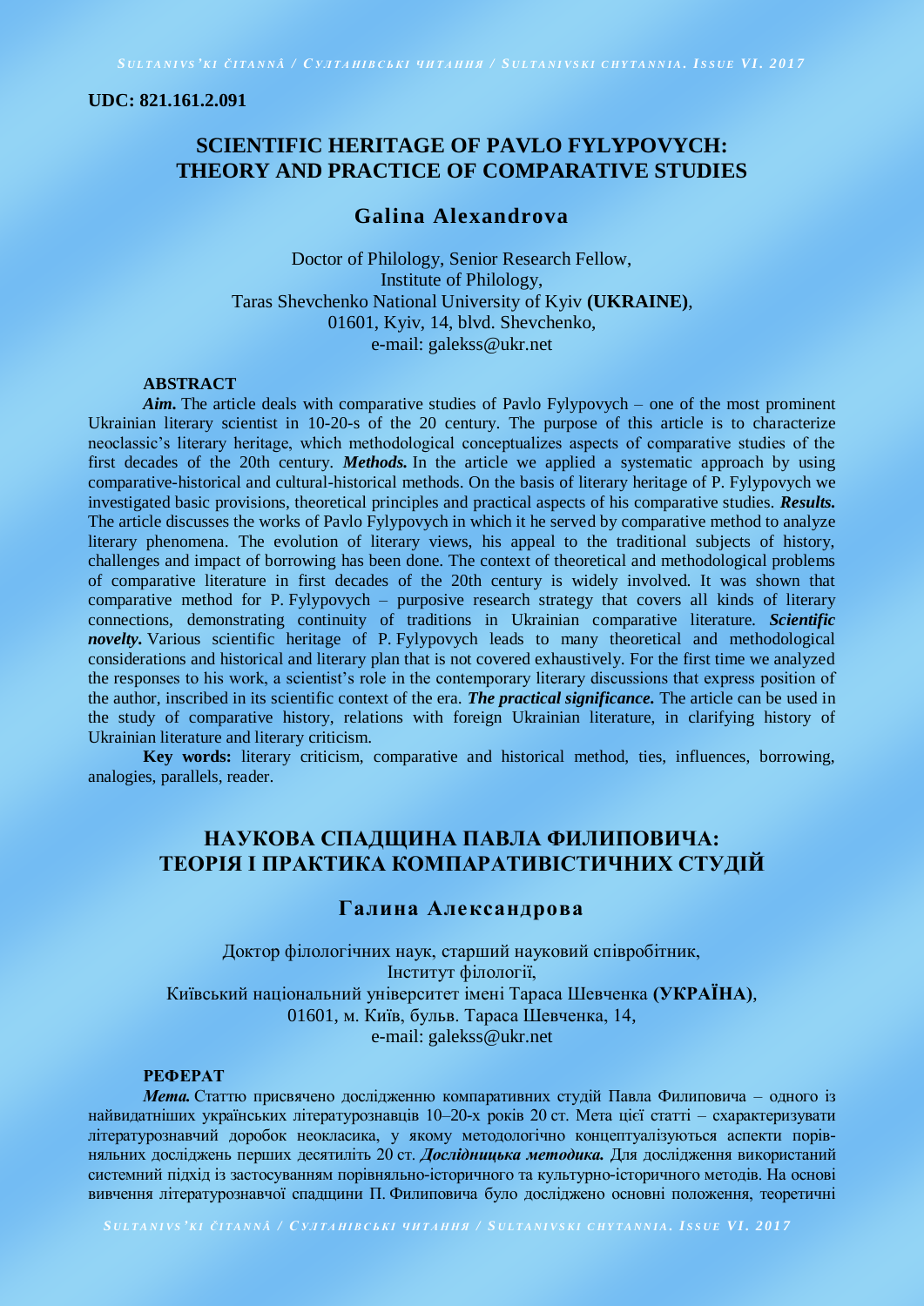**UDC: 821.161.2.091**

# SCIENTIFIC HERITAGE OF PAVLO FYLYPOVYCH: THEORY AND PRACTICE OF COMPARATIVE STUDIES

## Galina Alexandrova

Doctor of Philology, Senior Research Fellow,
Institute of Philology,
Taras Shevchenko National University of Kyiv **(UKRAINE)**,
01601, Kyiv, 14, blvd. Shevchenko,
e-mail: galekss@ukr.net

**ABSTRACT**

***Aim.*** The article deals with comparative studies of Pavlo Fylypovych – one of the most prominent Ukrainian literary scientist in 10-20-s of the 20 century. The purpose of this article is to characterize neoclassic's literary heritage, which methodological conceptualizes aspects of comparative studies of the first decades of the 20th century. ***Methods.*** In the article we applied a systematic approach by using comparative-historical and cultural-historical methods. On the basis of literary heritage of P. Fylypovych we investigated basic provisions, theoretical principles and practical aspects of his comparative studies. ***Results.*** The article discusses the works of Pavlo Fylypovych in which it he served by comparative method to analyze literary phenomena. The evolution of literary views, his appeal to the traditional subjects of history, challenges and impact of borrowing has been done. The context of theoretical and methodological problems of comparative literature in first decades of the 20th century is widely involved. It was shown that comparative method for P. Fylypovych – purposive research strategy that covers all kinds of literary connections, demonstrating continuity of traditions in Ukrainian comparative literature. ***Scientific novelty.*** Various scientific heritage of P. Fylypovych leads to many theoretical and methodological considerations and historical and literary plan that is not covered exhaustively. For the first time we analyzed the responses to his work, a scientist's role in the contemporary literary discussions that express position of the author, inscribed in its scientific context of the era. ***The practical significance.*** The article can be used in the study of comparative history, relations with foreign Ukrainian literature, in clarifying history of Ukrainian literature and literary criticism.

**Key words:** literary criticism, comparative and historical method, ties, influences, borrowing, analogies, parallels, reader.

# НАУКОВА СПАДЩИНА ПАВЛА ФИЛИПОВИЧА: ТЕОРІЯ І ПРАКТИКА КОМПАРАТИВІСТИЧНИХ СТУДІЙ

## Галина Александрова

Доктор філологічних наук, старший науковий співробітник,
Інститут філології,
Київський національний університет імені Тараса Шевченка **(УКРАЇНА)**,
01601, м. Київ, бульв. Тараса Шевченка, 14,
e-mail: galekss@ukr.net

**РЕФЕРАТ**

***Мета.*** Статтю присвячено дослідженню компаративних студій Павла Филиповича – одного із найвидатніших українських літературознавців 10–20-х років 20 ст. Мета цієї статті – схарактеризувати літературознавчий доробок неокласика, у якому методологічно концептуалізуються аспекти порівняльних досліджень перших десятиліть 20 ст. ***Дослідницька методика.*** Для дослідження використаний системний підхід із застосуванням порівняльно-історичного та культурно-історичного методів. На основі вивчення літературознавчої спадщини П. Филиповича було досліджено основні положення, теоретичні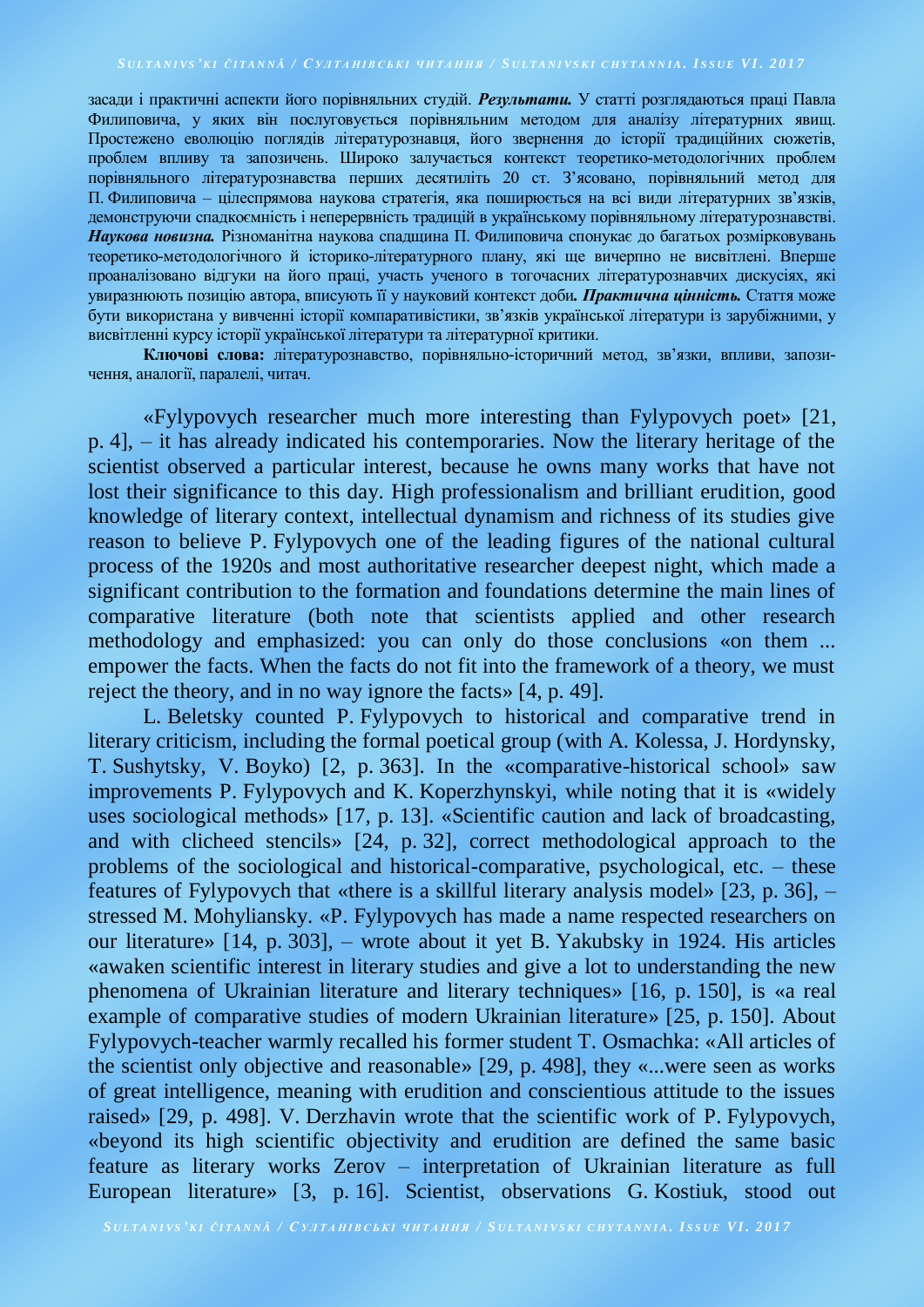засади і практичні аспекти його порівняльних студій. ***Результати.*** У статті розглядаються праці Павла Филиповича, у яких він послуговується порівняльним методом для аналізу літературних явищ. Простежено еволюцію поглядів літературознавця, його звернення до історії традиційних сюжетів, проблем впливу та запозичень. Широко залучається контекст теоретико-методологічних проблем порівняльного літературознавства перших десятиліть 20 ст. З'ясовано, порівняльний метод для П. Филиповича – цілеспрямова наукова стратегія, яка поширюється на всі види літературних зв'язків, демонструючи спадкоємність і неперервність традицій в українському порівняльному літературознавстві. ***Наукова новизна.*** Різноманітна наукова спадщина П. Филиповича спонукає до багатьох розмірковувань теоретико-методологічного й історико-літературного плану, які ще вичерпно не висвітлені. Вперше проаналізовано відгуки на його праці, участь ученого в тогочасних літературознавчих дискусіях, які увиразнюють позицію автора, вписують її у науковий контекст доби. ***Практична цінність.*** Стаття може бути використана у вивченні історії компаративістики, зв'язків української літератури із зарубіжними, у висвітленні курсу історії української літератури та літературної критики.

**Ключові слова:** літературознавство, порівняльно-історичний метод, зв'язки, впливи, запозичення, аналогії, паралелі, читач.

«Fylypovych researcher much more interesting than Fylypovych poet» [21, p. 4], – it has already indicated his contemporaries. Now the literary heritage of the scientist observed a particular interest, because he owns many works that have not lost their significance to this day. High professionalism and brilliant erudition, good knowledge of literary context, intellectual dynamism and richness of its studies give reason to believe P. Fylypovych one of the leading figures of the national cultural process of the 1920s and most authoritative researcher deepest night, which made a significant contribution to the formation and foundations determine the main lines of comparative literature (both note that scientists applied and other research methodology and emphasized: you can only do those conclusions «on them ... empower the facts. When the facts do not fit into the framework of a theory, we must reject the theory, and in no way ignore the facts» [4, p. 49].

L. Beletsky counted P. Fylypovych to historical and comparative trend in literary criticism, including the formal poetical group (with A. Kolessa, J. Hordynsky, T. Sushytsky, V. Boyko) [2, p. 363]. In the «comparative-historical school» saw improvements P. Fylypovych and K. Koperzhynskyi, while noting that it is «widely uses sociological methods» [17, p. 13]. «Scientific caution and lack of broadcasting, and with clicheed stencils» [24, p. 32], correct methodological approach to the problems of the sociological and historical-comparative, psychological, etc. – these features of Fylypovych that «there is a skillful literary analysis model» [23, p. 36], – stressed M. Mohyliansky. «P. Fylypovych has made a name respected researchers on our literature» [14, p. 303], – wrote about it yet B. Yakubsky in 1924. His articles «awaken scientific interest in literary studies and give a lot to understanding the new phenomena of Ukrainian literature and literary techniques» [16, p. 150], is «a real example of comparative studies of modern Ukrainian literature» [25, p. 150]. About Fylypovych-teacher warmly recalled his former student T. Osmachka: «All articles of the scientist only objective and reasonable» [29, p. 498], they «...were seen as works of great intelligence, meaning with erudition and conscientious attitude to the issues raised» [29, p. 498]. V. Derzhavin wrote that the scientific work of P. Fylypovych, «beyond its high scientific objectivity and erudition are defined the same basic feature as literary works Zerov – interpretation of Ukrainian literature as full European literature» [3, p. 16]. Scientist, observations G. Kostiuk, stood out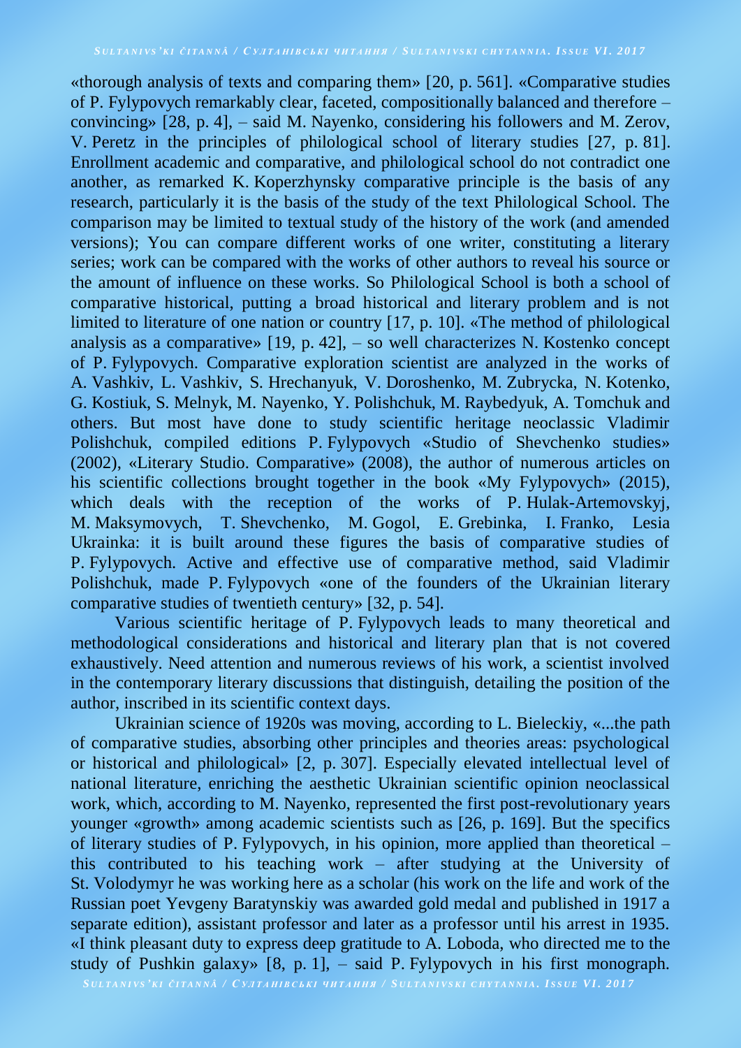«thorough analysis of texts and comparing them» [20, p. 561]. «Comparative studies of P. Fylypovych remarkably clear, faceted, compositionally balanced and therefore – convincing» [28, p. 4], – said M. Nayenko, considering his followers and M. Zerov, V. Peretz in the principles of philological school of literary studies [27, p. 81]. Enrollment academic and comparative, and philological school do not contradict one another, as remarked K. Koperzhynsky comparative principle is the basis of any research, particularly it is the basis of the study of the text Philological School. The comparison may be limited to textual study of the history of the work (and amended versions); You can compare different works of one writer, constituting a literary series; work can be compared with the works of other authors to reveal his source or the amount of influence on these works. So Philological School is both a school of comparative historical, putting a broad historical and literary problem and is not limited to literature of one nation or country [17, p. 10]. «The method of philological analysis as a comparative» [19, p. 42], – so well characterizes N. Kostenko concept of P. Fylypovych. Comparative exploration scientist are analyzed in the works of A. Vashkiv, L. Vashkiv, S. Hrechanyuk, V. Doroshenko, M. Zubrycka, N. Kotenko, G. Kostiuk, S. Melnyk, M. Nayenko, Y. Polishchuk, M. Raybedyuk, A. Tomchuk and others. But most have done to study scientific heritage neoclassic Vladimir Polishchuk, compiled editions P. Fylypovych «Studio of Shevchenko studies» (2002), «Literary Studio. Comparative» (2008), the author of numerous articles on his scientific collections brought together in the book «My Fylypovych» (2015), which deals with the reception of the works of P. Hulak-Artemovskyj, M. Maksymovych, T. Shevchenko, M. Gogol, E. Grebinka, I. Franko, Lesia Ukrainka: it is built around these figures the basis of comparative studies of P. Fylypovych. Active and effective use of comparative method, said Vladimir Polishchuk, made P. Fylypovych «one of the founders of the Ukrainian literary comparative studies of twentieth century» [32, p. 54].

Various scientific heritage of P. Fylypovych leads to many theoretical and methodological considerations and historical and literary plan that is not covered exhaustively. Need attention and numerous reviews of his work, a scientist involved in the contemporary literary discussions that distinguish, detailing the position of the author, inscribed in its scientific context days.

Ukrainian science of 1920s was moving, according to L. Bieleckiy, «...the path of comparative studies, absorbing other principles and theories areas: psychological or historical and philological» [2, p. 307]. Especially elevated intellectual level of national literature, enriching the aesthetic Ukrainian scientific opinion neoclassical work, which, according to M. Nayenko, represented the first post-revolutionary years younger «growth» among academic scientists such as [26, p. 169]. But the specifics of literary studies of P. Fylypovych, in his opinion, more applied than theoretical – this contributed to his teaching work – after studying at the University of St. Volodymyr he was working here as a scholar (his work on the life and work of the Russian poet Yevgeny Baratynskiy was awarded gold medal and published in 1917 a separate edition), assistant professor and later as a professor until his arrest in 1935. «I think pleasant duty to express deep gratitude to A. Loboda, who directed me to the study of Pushkin galaxy» [8, p. 1], – said P. Fylypovych in his first monograph.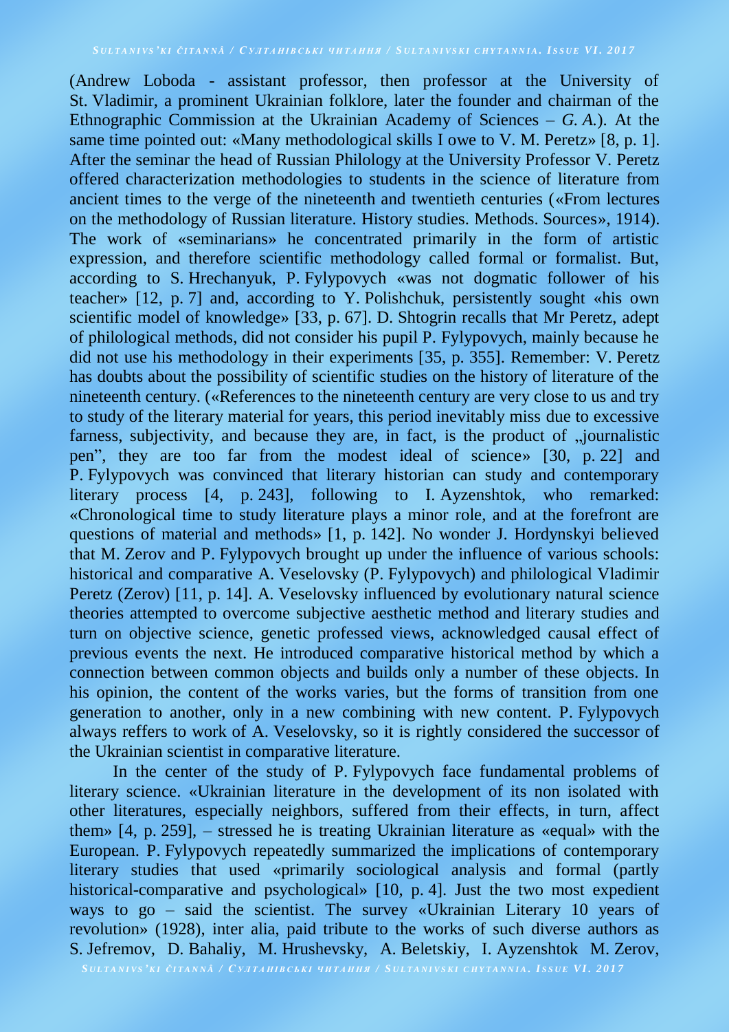(Andrew Loboda - assistant professor, then professor at the University of St. Vladimir, a prominent Ukrainian folklore, later the founder and chairman of the Ethnographic Commission at the Ukrainian Academy of Sciences – *G. A.*). At the same time pointed out: «Many methodological skills I owe to V. M. Peretz» [8, p. 1]. After the seminar the head of Russian Philology at the University Professor V. Peretz offered characterization methodologies to students in the science of literature from ancient times to the verge of the nineteenth and twentieth centuries («From lectures on the methodology of Russian literature. History studies. Methods. Sources», 1914). The work of «seminarians» he concentrated primarily in the form of artistic expression, and therefore scientific methodology called formal or formalist. But, according to S. Hrechanyuk, P. Fylypovych «was not dogmatic follower of his teacher» [12, p. 7] and, according to Y. Polishchuk, persistently sought «his own scientific model of knowledge» [33, p. 67]. D. Shtogrin recalls that Mr Peretz, adept of philological methods, did not consider his pupil P. Fylypovych, mainly because he did not use his methodology in their experiments [35, p. 355]. Remember: V. Peretz has doubts about the possibility of scientific studies on the history of literature of the nineteenth century. («References to the nineteenth century are very close to us and try to study of the literary material for years, this period inevitably miss due to excessive farness, subjectivity, and because they are, in fact, is the product of „journalistic pen", they are too far from the modest ideal of science» [30, p. 22] and P. Fylypovych was convinced that literary historian can study and contemporary literary process [4, p. 243], following to I. Ayzenshtok, who remarked: «Chronological time to study literature plays a minor role, and at the forefront are questions of material and methods» [1, p. 142]. No wonder J. Hordynskyi believed that M. Zerov and P. Fylypovych brought up under the influence of various schools: historical and comparative A. Veselovsky (P. Fylypovych) and philological Vladimir Peretz (Zerov) [11, p. 14]. A. Veselovsky influenced by evolutionary natural science theories attempted to overcome subjective aesthetic method and literary studies and turn on objective science, genetic professed views, acknowledged causal effect of previous events the next. He introduced comparative historical method by which a connection between common objects and builds only a number of these objects. In his opinion, the content of the works varies, but the forms of transition from one generation to another, only in a new combining with new content. P. Fylypovych always reffers to work of A. Veselovsky, so it is rightly considered the successor of the Ukrainian scientist in comparative literature.

In the center of the study of P. Fylypovych face fundamental problems of literary science. «Ukrainian literature in the development of its non isolated with other literatures, especially neighbors, suffered from their effects, in turn, affect them» [4, p. 259], – stressed he is treating Ukrainian literature as «equal» with the European. P. Fylypovych repeatedly summarized the implications of contemporary literary studies that used «primarily sociological analysis and formal (partly historical-comparative and psychological» [10, p. 4]. Just the two most expedient ways to go – said the scientist. The survey «Ukrainian Literary 10 years of revolution» (1928), inter alia, paid tribute to the works of such diverse authors as S. Jefremov, D. Bahaliy, M. Hrushevsky, A. Beletskiy, I. Ayzenshtok M. Zerov,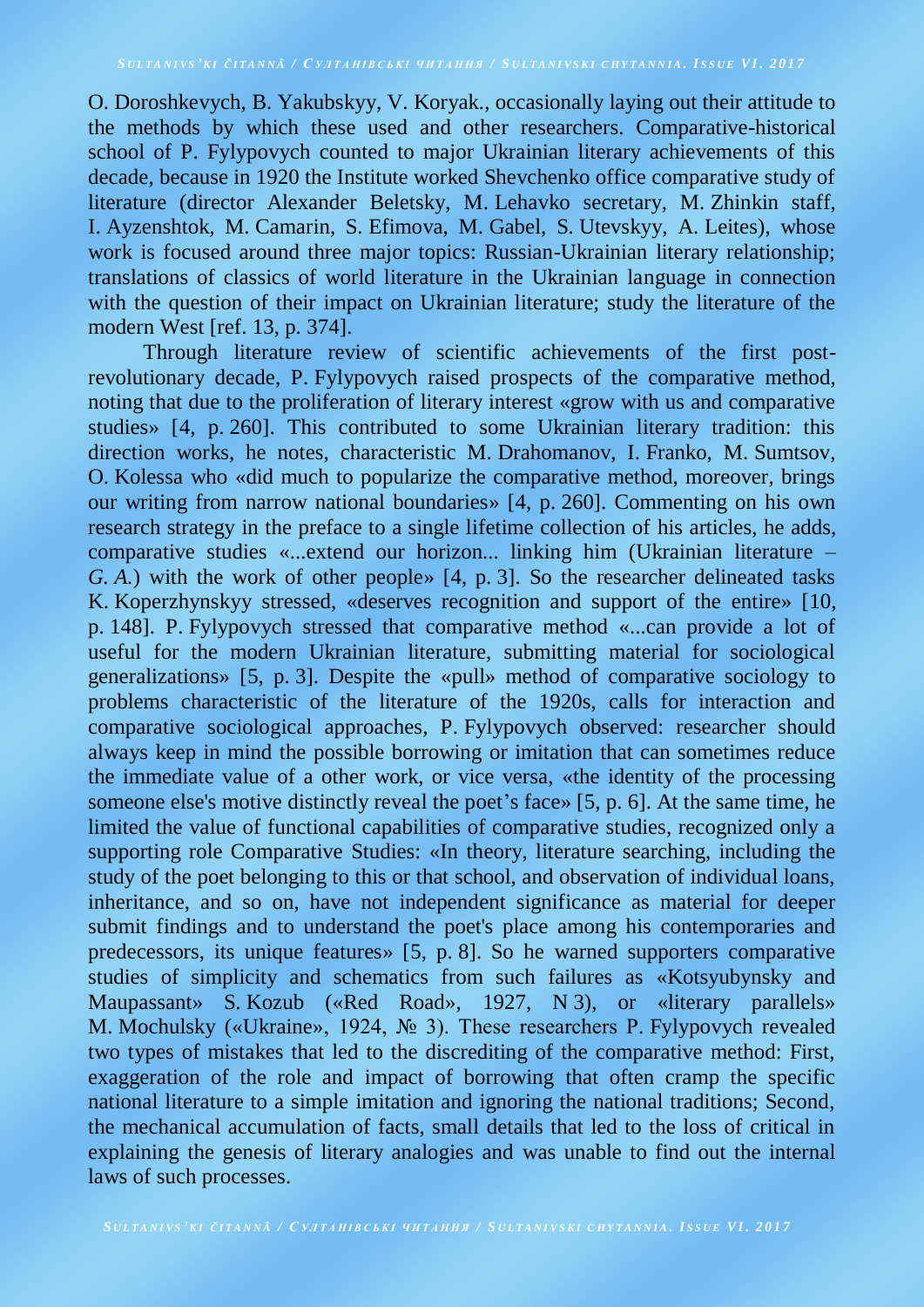O. Doroshkevych, B. Yakubskyy, V. Koryak., occasionally laying out their attitude to the methods by which these used and other researchers. Comparative-historical school of P. Fylypovych counted to major Ukrainian literary achievements of this decade, because in 1920 the Institute worked Shevchenko office comparative study of literature (director Alexander Beletsky, M. Lehavko secretary, M. Zhinkin staff, I. Ayzenshtok, M. Camarin, S. Efimova, M. Gabel, S. Utevskyy, A. Leites), whose work is focused around three major topics: Russian-Ukrainian literary relationship; translations of classics of world literature in the Ukrainian language in connection with the question of their impact on Ukrainian literature; study the literature of the modern West [ref. 13, p. 374].

Through literature review of scientific achievements of the first post-revolutionary decade, P. Fylypovych raised prospects of the comparative method, noting that due to the proliferation of literary interest «grow with us and comparative studies» [4, p. 260]. This contributed to some Ukrainian literary tradition: this direction works, he notes, characteristic M. Drahomanov, I. Franko, M. Sumtsov, O. Kolessa who «did much to popularize the comparative method, moreover, brings our writing from narrow national boundaries» [4, p. 260]. Commenting on his own research strategy in the preface to a single lifetime collection of his articles, he adds, comparative studies «...extend our horizon... linking him (Ukrainian literature – *G. A.*) with the work of other people» [4, p. 3]. So the researcher delineated tasks K. Koperzhynskyy stressed, «deserves recognition and support of the entire» [10, p. 148]. P. Fylypovych stressed that comparative method «...can provide a lot of useful for the modern Ukrainian literature, submitting material for sociological generalizations» [5, p. 3]. Despite the «pull» method of comparative sociology to problems characteristic of the literature of the 1920s, calls for interaction and comparative sociological approaches, P. Fylypovych observed: researcher should always keep in mind the possible borrowing or imitation that can sometimes reduce the immediate value of a other work, or vice versa, «the identity of the processing someone else's motive distinctly reveal the poet's face» [5, p. 6]. At the same time, he limited the value of functional capabilities of comparative studies, recognized only a supporting role Comparative Studies: «In theory, literature searching, including the study of the poet belonging to this or that school, and observation of individual loans, inheritance, and so on, have not independent significance as material for deeper submit findings and to understand the poet's place among his contemporaries and predecessors, its unique features» [5, p. 8]. So he warned supporters comparative studies of simplicity and schematics from such failures as «Kotsyubynsky and Maupassant» S. Kozub («Red Road», 1927, N 3), or «literary parallels» M. Mochulsky («Ukraine», 1924, № 3). These researchers P. Fylypovych revealed two types of mistakes that led to the discrediting of the comparative method: First, exaggeration of the role and impact of borrowing that often cramp the specific national literature to a simple imitation and ignoring the national traditions; Second, the mechanical accumulation of facts, small details that led to the loss of critical in explaining the genesis of literary analogies and was unable to find out the internal laws of such processes.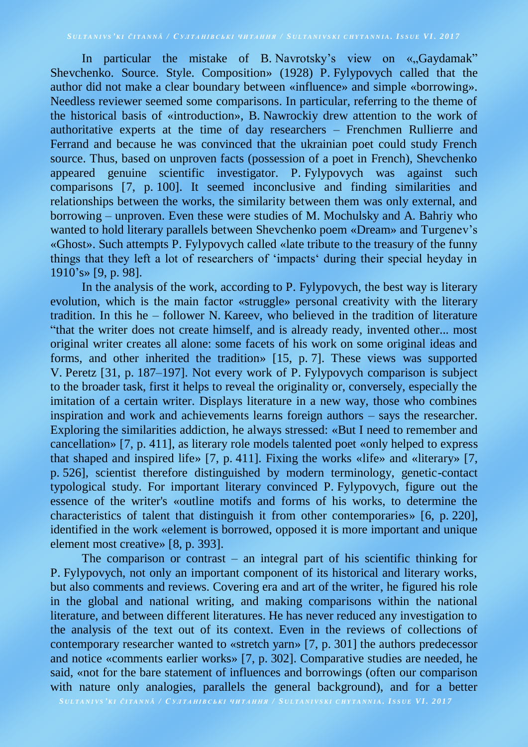In particular the mistake of B. Navrotsky's view on «„Gaydamak" Shevchenko. Source. Style. Composition» (1928) P. Fylypovych called that the author did not make a clear boundary between «influence» and simple «borrowing». Needless reviewer seemed some comparisons. In particular, referring to the theme of the historical basis of «introduction», B. Nawrockiy drew attention to the work of authoritative experts at the time of day researchers – Frenchmen Rullierre and Ferrand and because he was convinced that the ukrainian poet could study French source. Thus, based on unproven facts (possession of a poet in French), Shevchenko appeared genuine scientific investigator. P. Fylypovych was against such comparisons [7, p. 100]. It seemed inconclusive and finding similarities and relationships between the works, the similarity between them was only external, and borrowing – unproven. Even these were studies of M. Mochulsky and A. Bahriy who wanted to hold literary parallels between Shevchenko poem «Dream» and Turgenev's «Ghost». Such attempts P. Fylypovych called «late tribute to the treasury of the funny things that they left a lot of researchers of 'impacts' during their special heyday in 1910's» [9, p. 98].

In the analysis of the work, according to P. Fylypovych, the best way is literary evolution, which is the main factor «struggle» personal creativity with the literary tradition. In this he – follower N. Kareev, who believed in the tradition of literature "that the writer does not create himself, and is already ready, invented other... most original writer creates all alone: some facets of his work on some original ideas and forms, and other inherited the tradition» [15, p. 7]. These views was supported V. Peretz [31, p. 187–197]. Not every work of P. Fylypovych comparison is subject to the broader task, first it helps to reveal the originality or, conversely, especially the imitation of a certain writer. Displays literature in a new way, those who combines inspiration and work and achievements learns foreign authors – says the researcher. Exploring the similarities addiction, he always stressed: «But I need to remember and cancellation» [7, p. 411], as literary role models talented poet «only helped to express that shaped and inspired life» [7, p. 411]. Fixing the works «life» and «literary» [7, p. 526], scientist therefore distinguished by modern terminology, genetic-contact typological study. For important literary convinced P. Fylypovych, figure out the essence of the writer's «outline motifs and forms of his works, to determine the characteristics of talent that distinguish it from other contemporaries» [6, p. 220], identified in the work «element is borrowed, opposed it is more important and unique element most creative» [8, p. 393].

The comparison or contrast – an integral part of his scientific thinking for P. Fylypovych, not only an important component of its historical and literary works, but also comments and reviews. Covering era and art of the writer, he figured his role in the global and national writing, and making comparisons within the national literature, and between different literatures. He has never reduced any investigation to the analysis of the text out of its context. Even in the reviews of collections of contemporary researcher wanted to «stretch yarn» [7, p. 301] the authors predecessor and notice «comments earlier works» [7, p. 302]. Comparative studies are needed, he said, «not for the bare statement of influences and borrowings (often our comparison with nature only analogies, parallels the general background), and for a better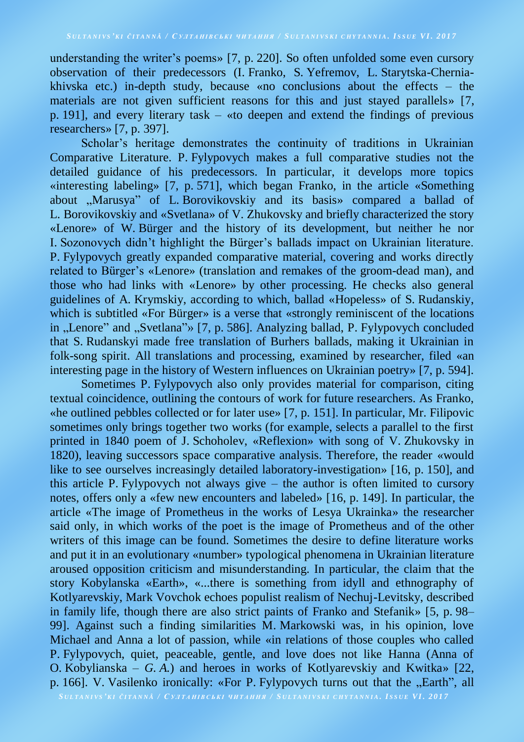understanding the writer's poems» [7, p. 220]. So often unfolded some even cursory observation of their predecessors (I. Franko, S. Yefremov, L. Starytska-Cherniakhivska etc.) in-depth study, because «no conclusions about the effects – the materials are not given sufficient reasons for this and just stayed parallels» [7, p. 191], and every literary task – «to deepen and extend the findings of previous researchers» [7, p. 397].

Scholar's heritage demonstrates the continuity of traditions in Ukrainian Comparative Literature. P. Fylypovych makes a full comparative studies not the detailed guidance of his predecessors. In particular, it develops more topics «interesting labeling» [7, p. 571], which began Franko, in the article «Something about „Marusya" of L. Borovikovskiy and its basis» compared a ballad of L. Borovikovskiy and «Svetlana» of V. Zhukovsky and briefly characterized the story «Lenore» of W. Bürger and the history of its development, but neither he nor I. Sozonovych didn't highlight the Bürger's ballads impact on Ukrainian literature. P. Fylypovych greatly expanded comparative material, covering and works directly related to Bürger's «Lenore» (translation and remakes of the groom-dead man), and those who had links with «Lenore» by other processing. He checks also general guidelines of A. Krymskiy, according to which, ballad «Hopeless» of S. Rudanskiy, which is subtitled «For Bürger» is a verse that «strongly reminiscent of the locations in „Lenore" and „Svetlana"» [7, p. 586]. Analyzing ballad, P. Fylypovych concluded that S. Rudanskyi made free translation of Burhers ballads, making it Ukrainian in folk-song spirit. All translations and processing, examined by researcher, filed «an interesting page in the history of Western influences on Ukrainian poetry» [7, p. 594].

Sometimes P. Fylypovych also only provides material for comparison, citing textual coincidence, outlining the contours of work for future researchers. As Franko, «he outlined pebbles collected or for later use» [7, p. 151]. In particular, Mr. Filipovic sometimes only brings together two works (for example, selects a parallel to the first printed in 1840 poem of J. Schoholev, «Reflexion» with song of V. Zhukovsky in 1820), leaving successors space comparative analysis. Therefore, the reader «would like to see ourselves increasingly detailed laboratory-investigation» [16, p. 150], and this article P. Fylypovych not always give – the author is often limited to cursory notes, offers only a «few new encounters and labeled» [16, p. 149]. In particular, the article «The image of Prometheus in the works of Lesya Ukrainka» the researcher said only, in which works of the poet is the image of Prometheus and of the other writers of this image can be found. Sometimes the desire to define literature works and put it in an evolutionary «number» typological phenomena in Ukrainian literature aroused opposition criticism and misunderstanding. In particular, the claim that the story Kobylanska «Earth», «...there is something from idyll and ethnography of Kotlyarevskiy, Mark Vovchok echoes populist realism of Nechuj-Levitsky, described in family life, though there are also strict paints of Franko and Stefanik» [5, p. 98–99]. Against such a finding similarities M. Markowski was, in his opinion, love Michael and Anna a lot of passion, while «in relations of those couples who called P. Fylypovych, quiet, peaceable, gentle, and love does not like Hanna (Anna of O. Kobylianska – *G. A.*) and heroes in works of Kotlyarevskiy and Kwitka» [22, p. 166]. V. Vasilenko ironically: «For P. Fylypovych turns out that the „Earth", all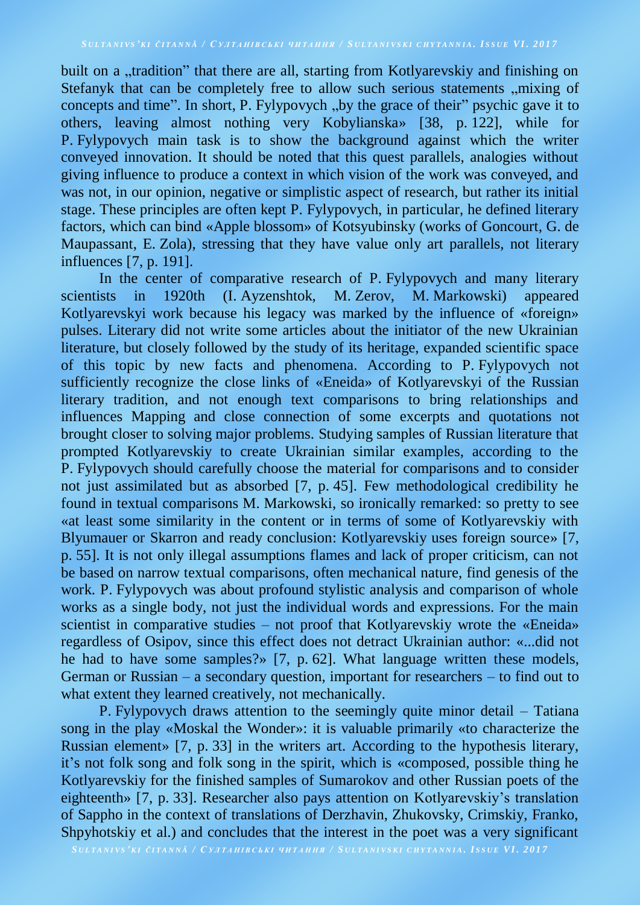built on a „tradition" that there are all, starting from Kotlyarevskiy and finishing on Stefanyk that can be completely free to allow such serious statements „mixing of concepts and time". In short, P. Fylypovych „by the grace of their" psychic gave it to others, leaving almost nothing very Kobylianska» [38, p. 122], while for P. Fylypovych main task is to show the background against which the writer conveyed innovation. It should be noted that this quest parallels, analogies without giving influence to produce a context in which vision of the work was conveyed, and was not, in our opinion, negative or simplistic aspect of research, but rather its initial stage. These principles are often kept P. Fylypovych, in particular, he defined literary factors, which can bind «Apple blossom» of Kotsyubinsky (works of Goncourt, G. de Maupassant, E. Zola), stressing that they have value only art parallels, not literary influences [7, p. 191].

In the center of comparative research of P. Fylypovych and many literary scientists in 1920th (I. Ayzenshtok, M. Zerov, M. Markowski) appeared Kotlyarevskyi work because his legacy was marked by the influence of «foreign» pulses. Literary did not write some articles about the initiator of the new Ukrainian literature, but closely followed by the study of its heritage, expanded scientific space of this topic by new facts and phenomena. According to P. Fylypovych not sufficiently recognize the close links of «Eneida» of Kotlyarevskyi of the Russian literary tradition, and not enough text comparisons to bring relationships and influences Mapping and close connection of some excerpts and quotations not brought closer to solving major problems. Studying samples of Russian literature that prompted Kotlyarevskiy to create Ukrainian similar examples, according to the P. Fylypovych should carefully choose the material for comparisons and to consider not just assimilated but as absorbed [7, p. 45]. Few methodological credibility he found in textual comparisons M. Markowski, so ironically remarked: so pretty to see «at least some similarity in the content or in terms of some of Kotlyarevskiy with Blyumauer or Skarron and ready conclusion: Kotlyarevskiy uses foreign source» [7, p. 55]. It is not only illegal assumptions flames and lack of proper criticism, can not be based on narrow textual comparisons, often mechanical nature, find genesis of the work. P. Fylypovych was about profound stylistic analysis and comparison of whole works as a single body, not just the individual words and expressions. For the main scientist in comparative studies – not proof that Kotlyarevskiy wrote the «Eneida» regardless of Osipov, since this effect does not detract Ukrainian author: «...did not he had to have some samples?» [7, p. 62]. What language written these models, German or Russian – a secondary question, important for researchers – to find out to what extent they learned creatively, not mechanically.

P. Fylypovych draws attention to the seemingly quite minor detail – Tatiana song in the play «Moskal the Wonder»: it is valuable primarily «to characterize the Russian element» [7, p. 33] in the writers art. According to the hypothesis literary, it's not folk song and folk song in the spirit, which is «composed, possible thing he Kotlyarevskiy for the finished samples of Sumarokov and other Russian poets of the eighteenth» [7, p. 33]. Researcher also pays attention on Kotlyarevskiy's translation of Sappho in the context of translations of Derzhavin, Zhukovsky, Crimskiy, Franko, Shpyhotskiy et al.) and concludes that the interest in the poet was a very significant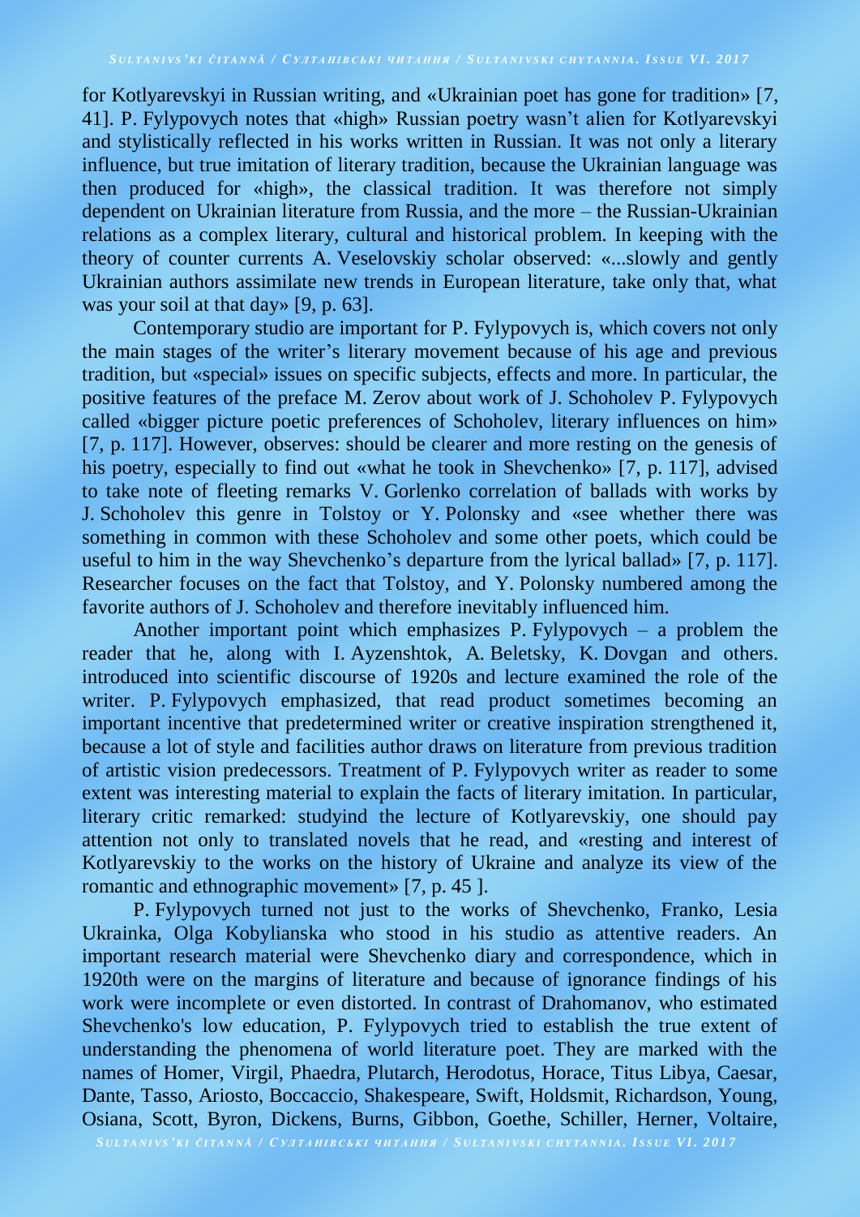for Kotlyarevskyi in Russian writing, and «Ukrainian poet has gone for tradition» [7, 41]. P. Fylypovych notes that «high» Russian poetry wasn't alien for Kotlyarevskyi and stylistically reflected in his works written in Russian. It was not only a literary influence, but true imitation of literary tradition, because the Ukrainian language was then produced for «high», the classical tradition. It was therefore not simply dependent on Ukrainian literature from Russia, and the more – the Russian-Ukrainian relations as a complex literary, cultural and historical problem. In keeping with the theory of counter currents A. Veselovskiy scholar observed: «...slowly and gently Ukrainian authors assimilate new trends in European literature, take only that, what was your soil at that day» [9, p. 63].

Contemporary studio are important for P. Fylypovych is, which covers not only the main stages of the writer's literary movement because of his age and previous tradition, but «special» issues on specific subjects, effects and more. In particular, the positive features of the preface M. Zerov about work of J. Schoholev P. Fylypovych called «bigger picture poetic preferences of Schoholev, literary influences on him» [7, p. 117]. However, observes: should be clearer and more resting on the genesis of his poetry, especially to find out «what he took in Shevchenko» [7, p. 117], advised to take note of fleeting remarks V. Gorlenko correlation of ballads with works by J. Schoholev this genre in Tolstoy or Y. Polonsky and «see whether there was something in common with these Schoholev and some other poets, which could be useful to him in the way Shevchenko's departure from the lyrical ballad» [7, p. 117]. Researcher focuses on the fact that Tolstoy, and Y. Polonsky numbered among the favorite authors of J. Schoholev and therefore inevitably influenced him.

Another important point which emphasizes P. Fylypovych – a problem the reader that he, along with I. Ayzenshtok, A. Beletsky, K. Dovgan and others. introduced into scientific discourse of 1920s and lecture examined the role of the writer. P. Fylypovych emphasized, that read product sometimes becoming an important incentive that predetermined writer or creative inspiration strengthened it, because a lot of style and facilities author draws on literature from previous tradition of artistic vision predecessors. Treatment of P. Fylypovych writer as reader to some extent was interesting material to explain the facts of literary imitation. In particular, literary critic remarked: studyind the lecture of Kotlyarevskiy, one should pay attention not only to translated novels that he read, and «resting and interest of Kotlyarevskiy to the works on the history of Ukraine and analyze its view of the romantic and ethnographic movement» [7, p. 45 ].

P. Fylypovych turned not just to the works of Shevchenko, Franko, Lesia Ukrainka, Olga Kobylianska who stood in his studio as attentive readers. An important research material were Shevchenko diary and correspondence, which in 1920th were on the margins of literature and because of ignorance findings of his work were incomplete or even distorted. In contrast of Drahomanov, who estimated Shevchenko's low education, P. Fylypovych tried to establish the true extent of understanding the phenomena of world literature poet. They are marked with the names of Homer, Virgil, Phaedra, Plutarch, Herodotus, Horace, Titus Libya, Caesar, Dante, Tasso, Ariosto, Boccaccio, Shakespeare, Swift, Holdsmit, Richardson, Young, Osiana, Scott, Byron, Dickens, Burns, Gibbon, Goethe, Schiller, Herner, Voltaire,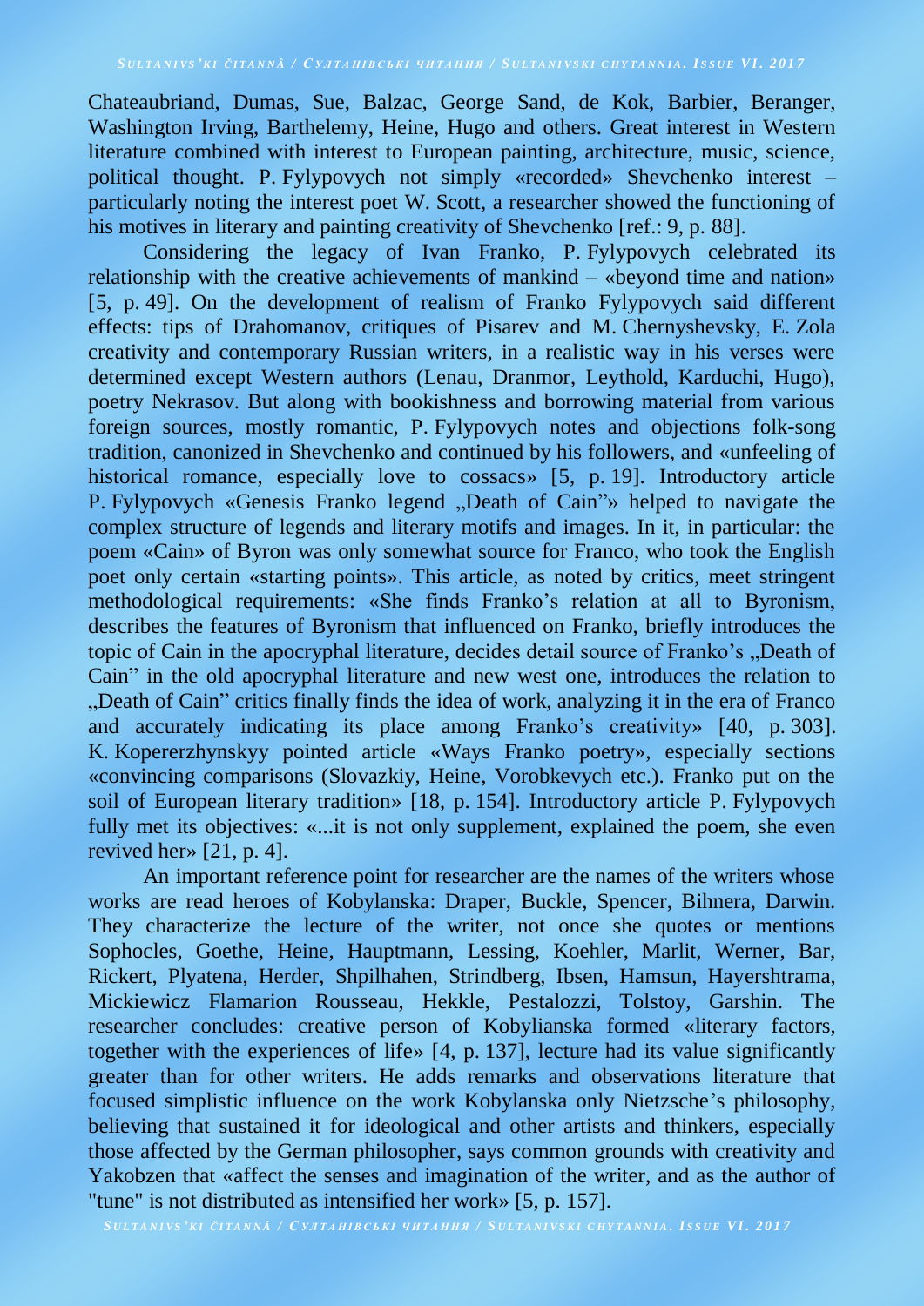Chateaubriand, Dumas, Sue, Balzac, George Sand, de Kok, Barbier, Beranger, Washington Irving, Barthelemy, Heine, Hugo and others. Great interest in Western literature combined with interest to European painting, architecture, music, science, political thought. P. Fylypovych not simply «recorded» Shevchenko interest – particularly noting the interest poet W. Scott, a researcher showed the functioning of his motives in literary and painting creativity of Shevchenko [ref.: 9, p. 88].

Considering the legacy of Ivan Franko, P. Fylypovych celebrated its relationship with the creative achievements of mankind – «beyond time and nation» [5, p. 49]. On the development of realism of Franko Fylypovych said different effects: tips of Drahomanov, critiques of Pisarev and M. Chernyshevsky, E. Zola creativity and contemporary Russian writers, in a realistic way in his verses were determined except Western authors (Lenau, Dranmor, Leythold, Karduchi, Hugo), poetry Nekrasov. But along with bookishness and borrowing material from various foreign sources, mostly romantic, P. Fylypovych notes and objections folk-song tradition, canonized in Shevchenko and continued by his followers, and «unfeeling of historical romance, especially love to cossacs» [5, p. 19]. Introductory article P. Fylypovych «Genesis Franko legend „Death of Cain"» helped to navigate the complex structure of legends and literary motifs and images. In it, in particular: the poem «Cain» of Byron was only somewhat source for Franco, who took the English poet only certain «starting points». This article, as noted by critics, meet stringent methodological requirements: «She finds Franko's relation at all to Byronism, describes the features of Byronism that influenced on Franko, briefly introduces the topic of Cain in the apocryphal literature, decides detail source of Franko's „Death of Cain" in the old apocryphal literature and new west one, introduces the relation to „Death of Cain" critics finally finds the idea of work, analyzing it in the era of Franco and accurately indicating its place among Franko's creativity» [40, p. 303]. K. Kopererzhynskyy pointed article «Ways Franko poetry», especially sections «convincing comparisons (Slovazkiy, Heine, Vorobkevych etc.). Franko put on the soil of European literary tradition» [18, p. 154]. Introductory article P. Fylypovych fully met its objectives: «...it is not only supplement, explained the poem, she even revived her» [21, p. 4].

An important reference point for researcher are the names of the writers whose works are read heroes of Kobylanska: Draper, Buckle, Spencer, Bihnera, Darwin. They characterize the lecture of the writer, not once she quotes or mentions Sophocles, Goethe, Heine, Hauptmann, Lessing, Koehler, Marlit, Werner, Bar, Rickert, Plyatena, Herder, Shpilhahen, Strindberg, Ibsen, Hamsun, Hayershtrama, Mickiewicz Flamarion Rousseau, Hekkle, Pestalozzi, Tolstoy, Garshin. The researcher concludes: creative person of Kobylianska formed «literary factors, together with the experiences of life» [4, p. 137], lecture had its value significantly greater than for other writers. He adds remarks and observations literature that focused simplistic influence on the work Kobylanska only Nietzsche's philosophy, believing that sustained it for ideological and other artists and thinkers, especially those affected by the German philosopher, says common grounds with creativity and Yakobzen that «affect the senses and imagination of the writer, and as the author of "tune" is not distributed as intensified her work» [5, p. 157].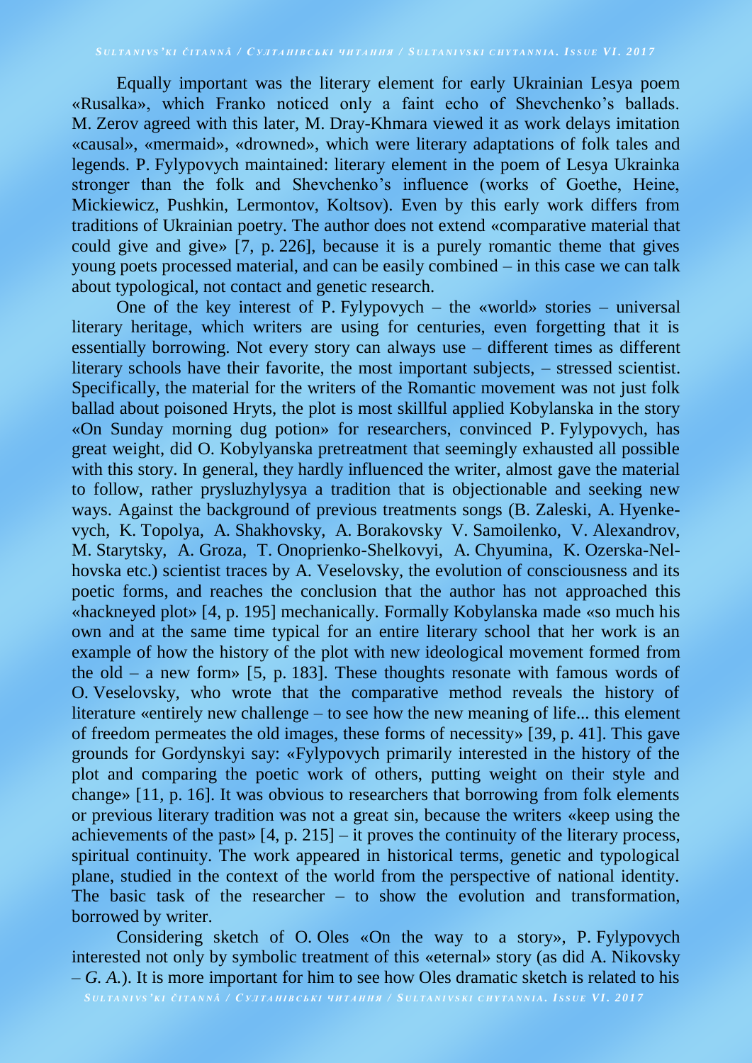Equally important was the literary element for early Ukrainian Lesya poem «Rusalka», which Franko noticed only a faint echo of Shevchenko's ballads. M. Zerov agreed with this later, M. Dray-Khmara viewed it as work delays imitation «causal», «mermaid», «drowned», which were literary adaptations of folk tales and legends. P. Fylypovych maintained: literary element in the poem of Lesya Ukrainka stronger than the folk and Shevchenko's influence (works of Goethe, Heine, Mickiewicz, Pushkin, Lermontov, Koltsov). Even by this early work differs from traditions of Ukrainian poetry. The author does not extend «comparative material that could give and give» [7, p. 226], because it is a purely romantic theme that gives young poets processed material, and can be easily combined – in this case we can talk about typological, not contact and genetic research.

One of the key interest of P. Fylypovych – the «world» stories – universal literary heritage, which writers are using for centuries, even forgetting that it is essentially borrowing. Not every story can always use – different times as different literary schools have their favorite, the most important subjects, – stressed scientist. Specifically, the material for the writers of the Romantic movement was not just folk ballad about poisoned Hryts, the plot is most skillful applied Kobylanska in the story «On Sunday morning dug potion» for researchers, convinced P. Fylypovych, has great weight, did O. Kobylyanska pretreatment that seemingly exhausted all possible with this story. In general, they hardly influenced the writer, almost gave the material to follow, rather prysluzhylysya a tradition that is objectionable and seeking new ways. Against the background of previous treatments songs (B. Zaleski, A. Hyenkevych, K. Topolya, A. Shakhovsky, A. Borakovsky V. Samoilenko, V. Alexandrov, M. Starytsky, A. Groza, T. Onoprienko-Shelkovyi, A. Chyumina, K. Ozerska-Nelhovska etc.) scientist traces by A. Veselovsky, the evolution of consciousness and its poetic forms, and reaches the conclusion that the author has not approached this «hackneyed plot» [4, p. 195] mechanically. Formally Kobylanska made «so much his own and at the same time typical for an entire literary school that her work is an example of how the history of the plot with new ideological movement formed from the old – a new form» [5, p. 183]. These thoughts resonate with famous words of O. Veselovsky, who wrote that the comparative method reveals the history of literature «entirely new challenge – to see how the new meaning of life... this element of freedom permeates the old images, these forms of necessity» [39, p. 41]. This gave grounds for Gordynskyi say: «Fylypovych primarily interested in the history of the plot and comparing the poetic work of others, putting weight on their style and change» [11, p. 16]. It was obvious to researchers that borrowing from folk elements or previous literary tradition was not a great sin, because the writers «keep using the achievements of the past» [4, p. 215] – it proves the continuity of the literary process, spiritual continuity. The work appeared in historical terms, genetic and typological plane, studied in the context of the world from the perspective of national identity. The basic task of the researcher – to show the evolution and transformation, borrowed by writer.

Considering sketch of O. Oles «On the way to a story», P. Fylypovych interested not only by symbolic treatment of this «eternal» story (as did A. Nikovsky – *G. A.*). It is more important for him to see how Oles dramatic sketch is related to his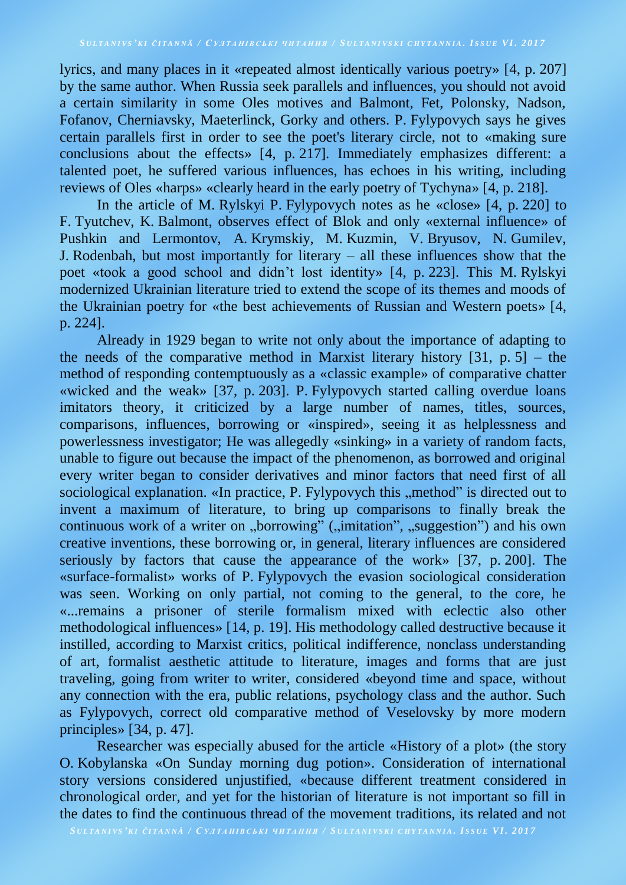lyrics, and many places in it «repeated almost identically various poetry» [4, p. 207] by the same author. When Russia seek parallels and influences, you should not avoid a certain similarity in some Oles motives and Balmont, Fet, Polonsky, Nadson, Fofanov, Cherniavsky, Maeterlinck, Gorky and others. P. Fylypovych says he gives certain parallels first in order to see the poet's literary circle, not to «making sure conclusions about the effects» [4, p. 217]. Immediately emphasizes different: a talented poet, he suffered various influences, has echoes in his writing, including reviews of Oles «harps» «clearly heard in the early poetry of Tychyna» [4, p. 218].

In the article of M. Rylskyi P. Fylypovych notes as he «close» [4, p. 220] to F. Tyutchev, K. Balmont, observes effect of Blok and only «external influence» of Pushkin and Lermontov, A. Krymskiy, M. Kuzmin, V. Bryusov, N. Gumilev, J. Rodenbah, but most importantly for literary – all these influences show that the poet «took a good school and didn't lost identity» [4, p. 223]. This M. Rylskyi modernized Ukrainian literature tried to extend the scope of its themes and moods of the Ukrainian poetry for «the best achievements of Russian and Western poets» [4, p. 224].

Already in 1929 began to write not only about the importance of adapting to the needs of the comparative method in Marxist literary history [31, p. 5] – the method of responding contemptuously as a «classic example» of comparative chatter «wicked and the weak» [37, p. 203]. P. Fylypovych started calling overdue loans imitators theory, it criticized by a large number of names, titles, sources, comparisons, influences, borrowing or «inspired», seeing it as helplessness and powerlessness investigator; He was allegedly «sinking» in a variety of random facts, unable to figure out because the impact of the phenomenon, as borrowed and original every writer began to consider derivatives and minor factors that need first of all sociological explanation. «In practice, P. Fylypovych this „method" is directed out to invent a maximum of literature, to bring up comparisons to finally break the continuous work of a writer on „borrowing" („imitation", „suggestion") and his own creative inventions, these borrowing or, in general, literary influences are considered seriously by factors that cause the appearance of the work» [37, p. 200]. The «surface-formalist» works of P. Fylypovych the evasion sociological consideration was seen. Working on only partial, not coming to the general, to the core, he «...remains a prisoner of sterile formalism mixed with eclectic also other methodological influences» [14, p. 19]. His methodology called destructive because it instilled, according to Marxist critics, political indifference, nonclass understanding of art, formalist aesthetic attitude to literature, images and forms that are just traveling, going from writer to writer, considered «beyond time and space, without any connection with the era, public relations, psychology class and the author. Such as Fylypovych, correct old comparative method of Veselovsky by more modern principles» [34, p. 47].

Researcher was especially abused for the article «History of a plot» (the story O. Kobylanska «On Sunday morning dug potion». Consideration of international story versions considered unjustified, «because different treatment considered in chronological order, and yet for the historian of literature is not important so fill in the dates to find the continuous thread of the movement traditions, its related and not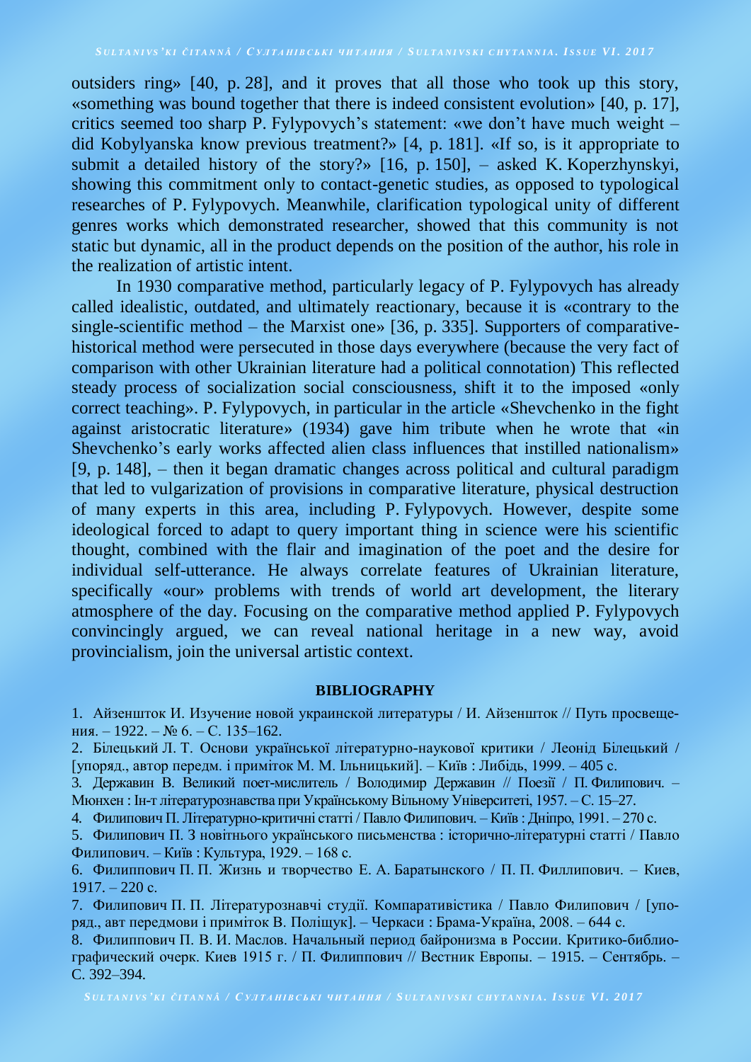outsiders ring» [40, p. 28], and it proves that all those who took up this story, «something was bound together that there is indeed consistent evolution» [40, p. 17], critics seemed too sharp P. Fylypovych's statement: «we don't have much weight – did Kobylyanska know previous treatment?» [4, p. 181]. «If so, is it appropriate to submit a detailed history of the story?» [16, p. 150], – asked K. Koperzhynskyi, showing this commitment only to contact-genetic studies, as opposed to typological researches of P. Fylypovych. Meanwhile, clarification typological unity of different genres works which demonstrated researcher, showed that this community is not static but dynamic, all in the product depends on the position of the author, his role in the realization of artistic intent.

In 1930 comparative method, particularly legacy of P. Fylypovych has already called idealistic, outdated, and ultimately reactionary, because it is «contrary to the single-scientific method – the Marxist one» [36, p. 335]. Supporters of comparative-historical method were persecuted in those days everywhere (because the very fact of comparison with other Ukrainian literature had a political connotation) This reflected steady process of socialization social consciousness, shift it to the imposed «only correct teaching». P. Fylypovych, in particular in the article «Shevchenko in the fight against aristocratic literature» (1934) gave him tribute when he wrote that «in Shevchenko's early works affected alien class influences that instilled nationalism» [9, p. 148], – then it began dramatic changes across political and cultural paradigm that led to vulgarization of provisions in comparative literature, physical destruction of many experts in this area, including P. Fylypovych. However, despite some ideological forced to adapt to query important thing in science were his scientific thought, combined with the flair and imagination of the poet and the desire for individual self-utterance. He always correlate features of Ukrainian literature, specifically «our» problems with trends of world art development, the literary atmosphere of the day. Focusing on the comparative method applied P. Fylypovych convincingly argued, we can reveal national heritage in a new way, avoid provincialism, join the universal artistic context.

## BIBLIOGRAPHY

1. Айзеншток И. Изучение новой украинской литературы / И. Айзеншток // Путь просвещения. – 1922. – № 6. – С. 135–162.
2. Білецький Л. Т. Основи української літературно-наукової критики / Леонід Білецький / [упоряд., автор передм. і приміток М. М. Ільницький]. – Київ : Либідь, 1999. – 405 с.
3. Державин В. Великий поет-мислитель / Володимир Державин // Поезії / П. Филипович. – Мюнхен : Ін-т літературознавства при Українському Вільному Університеті, 1957. – С. 15–27.
4. Филипович П. Літературно-критичні статті / Павло Филипович. – Київ : Дніпро, 1991. – 270 с.
5. Филипович П. З новітнього українського письменства : історично-літературні статті / Павло Филипович. – Київ : Культура, 1929. – 168 с.
6. Филиппович П. П. Жизнь и творчество Е. А. Баратынского / П. П. Филлипович. – Киев, 1917. – 220 с.
7. Филипович П. П. Літературознавчі студії. Компаративістика / Павло Филипович / [упоряд., авт передмови і приміток В. Поліщук]. – Черкаси : Брама-Україна, 2008. – 644 с.
8. Филиппович П. В. И. Маслов. Начальный период байронизма в России. Критико-библиографический очерк. Киев 1915 г. / П. Филиппович // Вестник Европы. – 1915. – Сентябрь. – С. 392–394.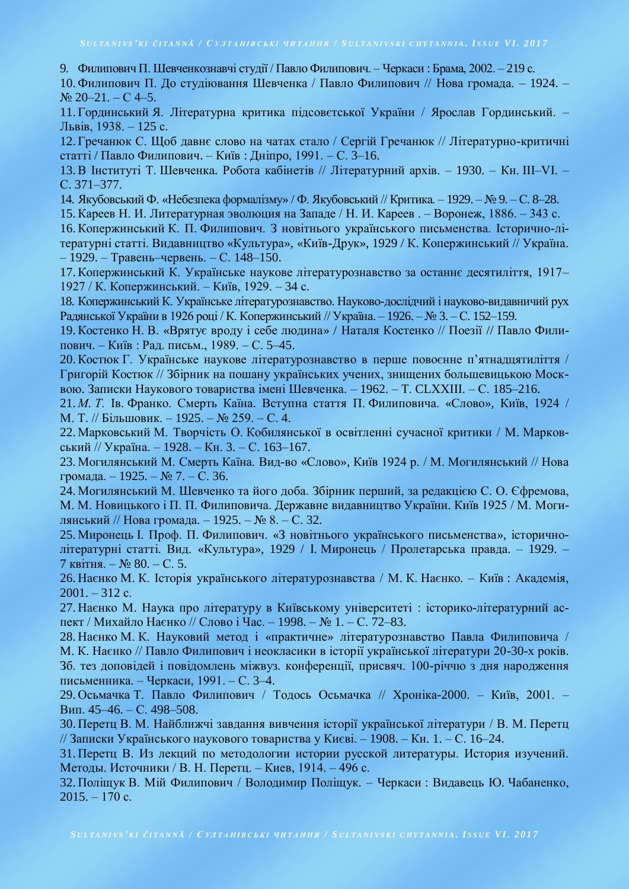9. Филипович П. Шевченкознавчі студії / Павло Филипович. – Черкаси : Брама, 2002. – 219 с.
10. Филипович П. До студіювання Шевченка / Павло Филипович // Нова громада. – 1924. – № 20–21. – С 4–5.
11. Гординський Я. Літературна критика підсовєтської України / Ярослав Гординський. – Львів, 1938. – 125 с.
12. Гречанюк С. Щоб давнє слово на чатах стало / Сергій Гречанюк // Літературно-критичні статті / Павло Филипович. – Київ : Дніпро, 1991. – С. 3–16.
13. В Інституті Т. Шевченка. Робота кабінетів // Літературний архів. – 1930. – Кн. III–VI. – С. 371–377.
14. Якубовський Ф. «Небезпека формалізму» / Ф. Якубовський // Критика. – 1929. – № 9. – С. 8–28.
15. Кареев Н. И. Литературная эволюция на Западе / Н. И. Кареев . – Воронеж, 1886. – 343 с.
16. Копержинський К. П. Филипович. З новітнього українського письменства. Історично-літературні статті. Видавництво «Культура», «Київ-Друк», 1929 / К. Копержинський // Україна. – 1929. – Травень–червень. – С. 148–150.
17. Копержинський К. Українське наукове літературознавство за останнє десятиліття, 1917–1927 / К. Копержинський. – Київ, 1929. – 34 с.
18. Копержинський К. Українське літературознавство. Науково-дослідчий і науково-видавничий рух Радянської України в 1926 році / К. Копержинський // Україна. – 1926. – № 3. – С. 152–159.
19. Костенко Н. В. «Врятує вроду і себе людина» / Наталя Костенко // Поезії // Павло Филипович. – Київ : Рад. письм., 1989. – С. 5–45.
20. Костюк Г. Українське наукове літературознавство в перше повоєнне п'ятнадцятиліття / Григорій Костюк // Збірник на пошану українських учених, знищених большевицькою Москвою. Записки Наукового товариства імені Шевченка. – 1962. – Т. CLXXIII. – С. 185–216.
21. *М. Т.* Ів. Франко. Смерть Каїна. Вступна стаття П. Филиповича. «Слово», Київ, 1924 / М. Т. // Більшовик. – 1925. – № 259. – С. 4.
22. Марковський М. Творчість О. Кобилянської в освітленні сучасної критики / М. Марковський // Україна. – 1928. – Кн. 3. – С. 163–167.
23. Могилянський М. Смерть Каїна. Вид-во «Слово», Київ 1924 р. / М. Могилянський // Нова громада. – 1925. – № 7. – С. 36.
24. Могилянський М. Шевченко та його доба. Збірник перший, за редакцією С. О. Єфремова, М. М. Новицького і П. П. Филиповича. Державне видавництво України. Київ 1925 / М. Могилянський // Нова громада. – 1925. – № 8. – С. 32.
25. Миронець І. Проф. П. Филипович. «З новітнього українського письменства», історично-літературні статті. Вид. «Культура», 1929 / І. Миронець / Пролетарська правда. – 1929. – 7 квітня. – № 80. – С. 5.
26. Наєнко М. К. Історія українського літературознавства / М. К. Наєнко. – Київ : Академія, 2001. – 312 с.
27. Наєнко М. Наука про літературу в Київському університеті : історико-літературний аспект / Михайло Наєнко // Слово і Час. – 1998. – № 1. – С. 72–83.
28. Наєнко М. К. Науковий метод і «практичне» літературознавство Павла Филиповича / М. К. Наєнко // Павло Филипович і неокласики в історії української літератури 20-30-х років. Зб. тез доповідей і повідомлень міжвуз. конференції, присвяч. 100-річчю з дня народження письменника. – Черкаси, 1991. – С. 3–4.
29. Осьмачка Т. Павло Филипович / Тодось Осьмачка // Хроніка-2000. – Київ, 2001. – Вип. 45–46. – С. 498–508.
30. Перетц В. М. Найближчі завдання вивчення історії української літератури / В. М. Перетц // Записки Українського наукового товариства у Києві. – 1908. – Кн. 1. – С. 16–24.
31. Перетц В. Из лекций по методологии истории русской литературы. История изучений. Методы. Источники / В. Н. Перетц. – Киев, 1914. – 496 с.
32. Поліщук В. Мій Филипович / Володимир Поліщук. – Черкаси : Видавець Ю. Чабаненко, 2015. – 170 с.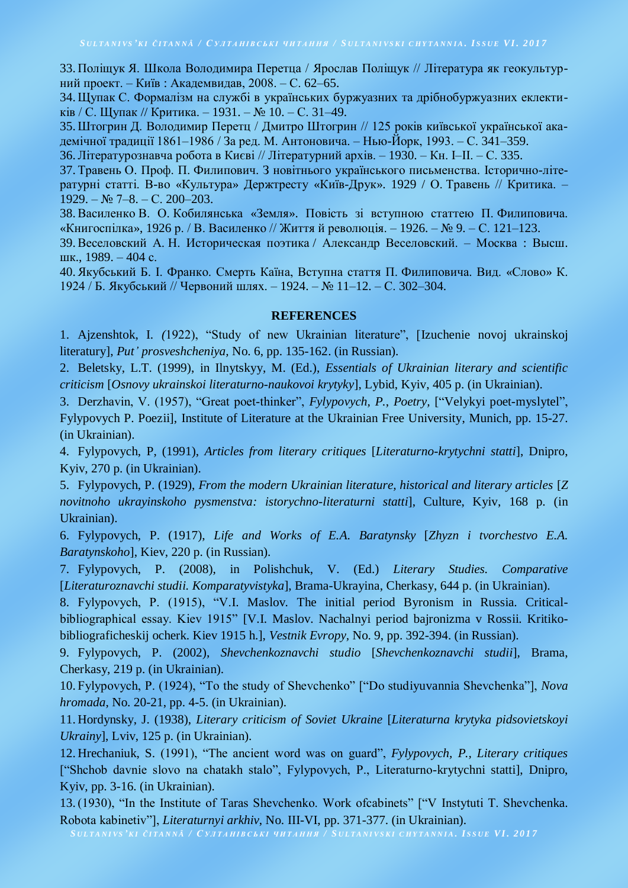33. Поліщук Я. Школа Володимира Перетца / Ярослав Поліщук // Література як геокультурний проект. – Київ : Академвидав, 2008. – С. 62–65.

34. Щупак С. Формалізм на службі в українських буржуазних та дрібнобуржуазних еклектиків / С. Щупак // Критика. – 1931. – № 10. – С. 31–49.

35. Штогрин Д. Володимир Перетц / Дмитро Штогрин // 125 років київської української академічної традиції 1861–1986 / За ред. М. Антоновича. – Нью-Йорк, 1993. – С. 341–359.

36. Літературознавча робота в Києві // Літературний архів. – 1930. – Кн. I–II. – С. 335.

37. Травень О. Проф. П. Филипович. З новітнього українського письменства. Історично-літературні статті. В-во «Культура» Держтресту «Київ-Друк». 1929 / О. Травень // Критика. – 1929. – № 7–8. – С. 200–203.

38. Василенко В. О. Кобилянська «Земля». Повість зі вступною статтею П. Филиповича. «Книгоспілка», 1926 р. / В. Василенко // Життя й революція. – 1926. – № 9. – С. 121–123.

39. Веселовский А. Н. Историческая поэтика / Александр Веселовский. – Москва : Высш. шк., 1989. – 404 с.

40. Якубський Б. І. Франко. Смерть Каїна, Вступна стаття П. Филиповича. Вид. «Слово» К. 1924 / Б. Якубський // Червоний шлях. – 1924. – № 11–12. – С. 302–304.

## REFERENCES

1. Ajzenshtok, I. (1922), “Study of new Ukrainian literature”, [Izuchenie novoj ukrainskoj literatury], *Put’ prosveshcheniya*, No. 6, pp. 135-162. (in Russian).

2. Beletsky, L.T. (1999), in Ilnytskyy, M. (Ed.), *Essentials of Ukrainian literary and scientific criticism* [*Osnovy ukrainskoi literaturno-naukovoi krytyky*], Lybid, Kyiv, 405 p. (in Ukrainian).

3. Derzhavin, V. (1957), “Great poet-thinker”, *Fylypovych, P., Poetry*, [“Velykyi poet-myslytel”, Fylypovych P. Poezii], Institute of Literature at the Ukrainian Free University, Munich, pp. 15-27. (in Ukrainian).

4. Fylypovych, P, (1991), *Articles from literary critiques* [*Literaturno-krytychni statti*], Dnipro, Kyiv, 270 p. (in Ukrainian).

5. Fylypovych, P. (1929), *From the modern Ukrainian literature, historical and literary articles* [*Z novitnoho ukrayinskoho pysmenstva: istorychno-literaturni statti*], Culture, Kyiv, 168 p. (in Ukrainian).

6. Fylypovych, P. (1917), *Life and Works of E.A. Baratynsky* [*Zhyzn i tvorchestvo E.A. Baratynskoho*], Kiev, 220 p. (in Russian).

7. Fylypovych, P. (2008), in Polishchuk, V. (Ed.) *Literary Studies. Comparative* [*Literaturoznavchi studii. Komparatyvistyka*], Brama-Ukrayina, Cherkasy, 644 p. (in Ukrainian).

8. Fylypovych, P. (1915), “V.I. Maslov. The initial period Byronism in Russia. Critical-bibliographical essay. Kiev 1915” [V.I. Maslov. Nachalnyi period bajronizma v Rossii. Kritiko-bibliograficheskij ocherk. Kiev 1915 h.], *Vestnik Evropy*, No. 9, pp. 392-394. (in Russian).

9. Fylypovych, P. (2002), *Shevchenkoznavchi studio* [*Shevchenkoznavchi studii*], Brama, Cherkasy, 219 p. (in Ukrainian).

10. Fylypovych, P. (1924), “To the study of Shevchenko” [“Do studiyuvannia Shevchenka”], *Nova hromada*, No. 20-21, pp. 4-5. (in Ukrainian).

11. Hordynsky, J. (1938), *Literary criticism of Soviet Ukraine* [*Literaturna krytyka pidsovietskoyi Ukrainy*], Lviv, 125 p. (in Ukrainian).

12. Hrechaniuk, S. (1991), “The ancient word was on guard”, *Fylypovych, P., Literary critiques* [“Shchob davnie slovo na chatakh stalo”, Fylypovych, P., Literaturno-krytychni statti], Dnipro, Kyiv, pp. 3-16. (in Ukrainian).

13. (1930), “In the Institute of Taras Shevchenko. Work ofcabinets” [“V Instytuti T. Shevchenka. Robota kabinetiv”], *Literaturnyi arkhiv*, No. III-VI, pp. 371-377. (in Ukrainian).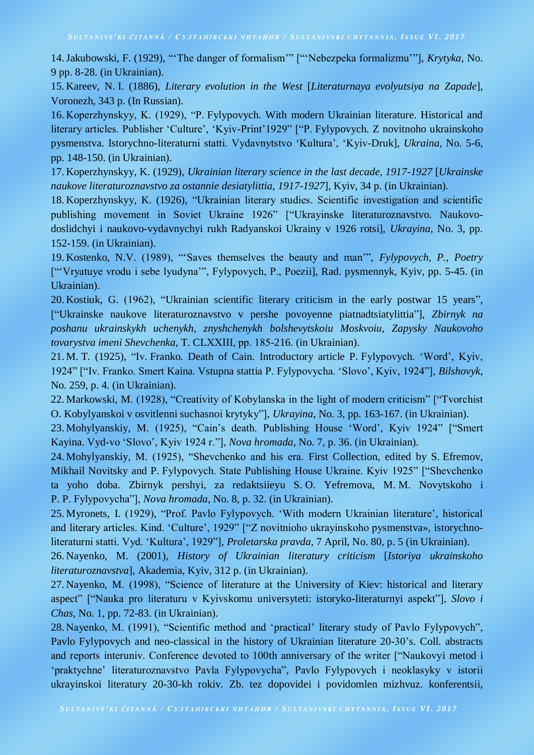14. Jakubowski, F. (1929), "'The danger of formalism'" ["'Nebezpeka formalizmu'"], *Krytyka*, No. 9 pp. 8-28. (in Ukrainian).

15. Kareev, N. I. (1886), *Literary evolution in the West* [*Literaturnaya evolyutsiya na Zapade*], Voronezh, 343 p. (In Russian).

16. Koperzhynskyy, K. (1929), "P. Fylypovych. With modern Ukrainian literature. Historical and literary articles. Publisher 'Culture', 'Kyiv-Print'1929" ["P. Fylypovych. Z novitnoho ukrainskoho pysmenstva. Istorychno-literaturni statti. Vydavnytstvo 'Kultura', 'Kyiv-Druk], *Ukraina*, No. 5-6, pp. 148-150. (in Ukrainian).

17. Koperzhynskyy, K. (1929), *Ukrainian literary science in the last decade, 1917-1927* [*Ukrainske naukove literaturoznavstvo za ostannie desiatylittia, 1917-1927*], Kyiv, 34 p. (in Ukrainian).

18. Koperzhynskyy, K. (1926), "Ukrainian literary studies. Scientific investigation and scientific publishing movement in Soviet Ukraine 1926" ["Ukrayinske literaturoznavstvo. Naukovo-doslidchyi i naukovo-vydavnychyi rukh Radyanskoi Ukrainy v 1926 rotsi], *Ukrayina*, No. 3, pp. 152-159. (in Ukrainian).

19. Kostenko, N.V. (1989), "'Saves themselves the beauty and man'", *Fylypovych, P., Poetry* ["'Vryatuye vrodu i sebe lyudyna'", Fylypovych, P., Poezii], Rad. pysmennyk, Kyiv, pp. 5-45. (in Ukrainian).

20. Kostiuk, G. (1962), "Ukrainian scientific literary criticism in the early postwar 15 years", ["Ukrainske naukove literaturoznavstvo v pershe povoyenne piatnadtsiatylittia"], *Zbirnyk na poshanu ukrainskykh uchenykh, znyshchenykh bolshevytskoiu Moskvoiu, Zapysky Naukovoho tovarystva imeni Shevchenka*, T. CLXXIII, pp. 185-216. (in Ukrainian).

21. M. T. (1925), "Iv. Franko. Death of Cain. Introductory article P. Fylypovych. 'Word', Kyiv, 1924" ["Iv. Franko. Smert Kaina. Vstupna stattia P. Fylypovycha. 'Slovo', Kyiv, 1924"], *Bilshovyk*, No. 259, p. 4. (in Ukrainian).

22. Markowski, M. (1928), "Creativity of Kobylanska in the light of modern criticism" ["Tvorchist O. Kobylyanskoi v osvitlenni suchasnoi krytyky"], *Ukrayina*, No. 3, pp. 163-167. (in Ukrainian).

23. Mohylyanskiy, M. (1925), "Cain's death. Publishing House 'Word', Kyiv 1924" ["Smert Kayina. Vyd-vo 'Slovo', Kyiv 1924 r."], *Nova hromada*, No. 7, p. 36. (in Ukrainian).

24. Mohylyanskiy, M. (1925), "Shevchenko and his era. First Collection, edited by S. Efremov, Mikhail Novitsky and P. Fylypovych. State Publishing House Ukraine. Kyiv 1925" ["Shevchenko ta yoho doba. Zbirnyk pershyi, za redaktsiieyu S. O. Yefremova, M. M. Novytskoho i P. P. Fylypovycha"], *Nova hromada*, No. 8, p. 32. (in Ukrainian).

25. Myronets, I. (1929), "Prof. Pavlo Fylypovych. 'With modern Ukrainian literature', historical and literary articles. Kind. 'Culture', 1929" ["Z novitnioho ukrayinskoho pysmenstva», istorychno-literaturni statti. Vyd. 'Kultura', 1929"], *Proletarska pravda*, 7 April, No. 80, p. 5 (in Ukrainian).

26. Nayenko, M. (2001), *History of Ukrainian literary criticism* [*Istoriya ukrainskoho literaturoznavstva*], Akademia, Kyiv, 312 p. (in Ukrainian).

27. Nayenko, M. (1998), "Science of literature at the University of Kiev: historical and literary aspect" ["Nauka pro literaturu v Kyivskomu universyteti: istoryko-literaturnyi aspekt"], *Slovo i Chas*, No. 1, pp. 72-83. (in Ukrainian).

28. Nayenko, M. (1991), "Scientific method and 'practical' literary study of Pavlo Fylypovych", Pavlo Fylypovych and neo-classical in the history of Ukrainian literature 20-30's. Coll. abstracts and reports interuniv. Conference devoted to 100th anniversary of the writer ["Naukovyi metod i 'praktychne' literaturoznavstvo Pavla Fylypovycha", Pavlo Fylypovych i neoklasyky v istorii ukrayinskoi literatury 20-30-kh rokiv. Zb. tez dopovidei i povidomlen mizhvuz. konferentsii,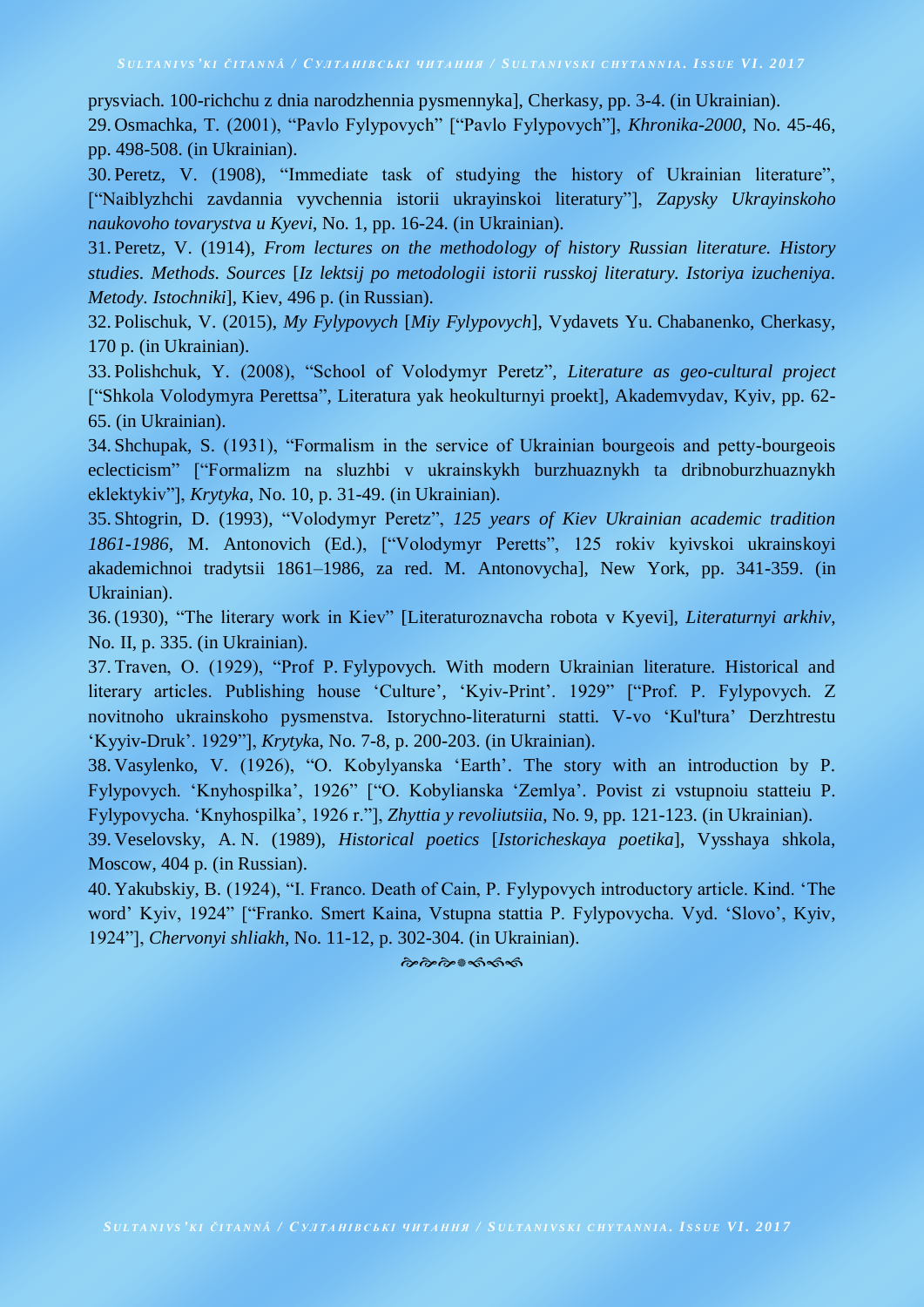prysviach. 100-richchu z dnia narodzhennia pysmennyka], Cherkasy, pp. 3-4. (in Ukrainian).

29. Osmachka, T. (2001), "Pavlo Fylypovych" ["Pavlo Fylypovych"], *Khronika-2000*, No. 45-46, pp. 498-508. (in Ukrainian).

30. Peretz, V. (1908), "Immediate task of studying the history of Ukrainian literature", ["Naiblyzhchi zavdannia vyvchennia istorii ukrayinskoi literatury"], *Zapysky Ukrayinskoho naukovoho tovarystva u Kyevi*, No. 1, pp. 16-24. (in Ukrainian).

31. Peretz, V. (1914), *From lectures on the methodology of history Russian literature. History studies. Methods. Sources* [*Iz lektsij po metodologii istorii russkoj literatury. Istoriya izucheniya. Metody. Istochniki*], Kiev, 496 p. (in Russian).

32. Polischuk, V. (2015), *My Fylypovych* [*Miy Fylypovych*], Vydavets Yu. Chabanenko, Cherkasy, 170 p. (in Ukrainian).

33. Polishchuk, Y. (2008), "School of Volodymyr Peretz", *Literature as geo-cultural project* ["Shkola Volodymyra Perettsa", Literatura yak heokulturnyi proekt], Akademvydav, Kyiv, pp. 62-65. (in Ukrainian).

34. Shchupak, S. (1931), "Formalism in the service of Ukrainian bourgeois and petty-bourgeois eclecticism" ["Formalizm na sluzhbi v ukrainskykh burzhuaznykh ta dribnoburzhuaznykh eklektykiv"], *Krytyka*, No. 10, p. 31-49. (in Ukrainian).

35. Shtogrin, D. (1993), "Volodymyr Peretz", *125 years of Kiev Ukrainian academic tradition 1861-1986*, M. Antonovich (Ed.), ["Volodymyr Peretts", 125 rokiv kyivskoi ukrainskoyi akademichnoi tradytsii 1861–1986, za red. M. Antonovycha], New York, pp. 341-359. (in Ukrainian).

36. (1930), "The literary work in Kiev" [Literaturoznavcha robota v Kyevi], *Literaturnyi arkhiv*, No. II, p. 335. (in Ukrainian).

37. Traven, O. (1929), "Prof P. Fylypovych. With modern Ukrainian literature. Historical and literary articles. Publishing house 'Culture', 'Kyiv-Print'. 1929" ["Prof. P. Fylypovych. Z novitnoho ukrainskoho pysmenstva. Istorychno-literaturni statti. V-vo 'Kul'tura' Derzhtrestu 'Kyyiv-Druk'. 1929"], *Krytyk*a, No. 7-8, p. 200-203. (in Ukrainian).

38. Vasylenko, V. (1926), "O. Kobylyanska 'Earth'. The story with an introduction by P. Fylypovych. 'Knyhospilka', 1926" ["O. Kobylianska 'Zemlya'. Povist zi vstupnoiu statteiu P. Fylypovycha. 'Knyhospilka', 1926 r."], *Zhyttia y revoliutsiia*, No. 9, pp. 121-123. (in Ukrainian).

39. Veselovsky, A. N. (1989), *Historical poetics* [*Istoricheskaya poetika*], Vysshaya shkola, Moscow, 404 p. (in Russian).

40. Yakubskiy, B. (1924), "I. Franco. Death of Cain, P. Fylypovych introductory article. Kind. 'The word' Kyiv, 1924" ["Franko. Smert Kaina, Vstupna stattia P. Fylypovycha. Vyd. 'Slovo', Kyiv, 1924"], *Chervonyi shliakh*, No. 11-12, p. 302-304. (in Ukrainian).